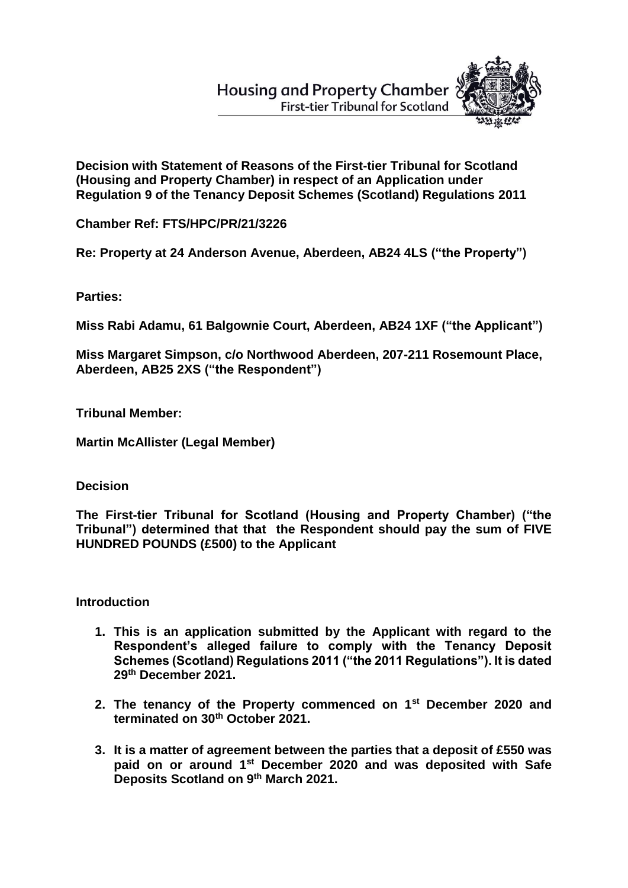Housing and Property Chamber
First-tier Tribunal for Scotland

**Decision with Statement of Reasons of the First-tier Tribunal for Scotland (Housing and Property Chamber) in respect of an Application under Regulation 9 of the Tenancy Deposit Schemes (Scotland) Regulations 2011**

**Chamber Ref: FTS/HPC/PR/21/3226**

**Re: Property at 24 Anderson Avenue, Aberdeen, AB24 4LS ("the Property")**

**Parties:**

**Miss Rabi Adamu, 61 Balgownie Court, Aberdeen, AB24 1XF ("the Applicant")**

**Miss Margaret Simpson, c/o Northwood Aberdeen, 207-211 Rosemount Place, Aberdeen, AB25 2XS ("the Respondent")**

**Tribunal Member:**

**Martin McAllister (Legal Member)**

**Decision**

**The First-tier Tribunal for Scotland (Housing and Property Chamber) ("the Tribunal") determined that that the Respondent should pay the sum of FIVE HUNDRED POUNDS (£500) to the Applicant**

**Introduction**

1. **This is an application submitted by the Applicant with regard to the Respondent's alleged failure to comply with the Tenancy Deposit Schemes (Scotland) Regulations 2011 ("the 2011 Regulations"). It is dated 29th December 2021.**

2. **The tenancy of the Property commenced on 1st December 2020 and terminated on 30th October 2021.**

3. **It is a matter of agreement between the parties that a deposit of £550 was paid on or around 1st December 2020 and was deposited with Safe Deposits Scotland on 9th March 2021.**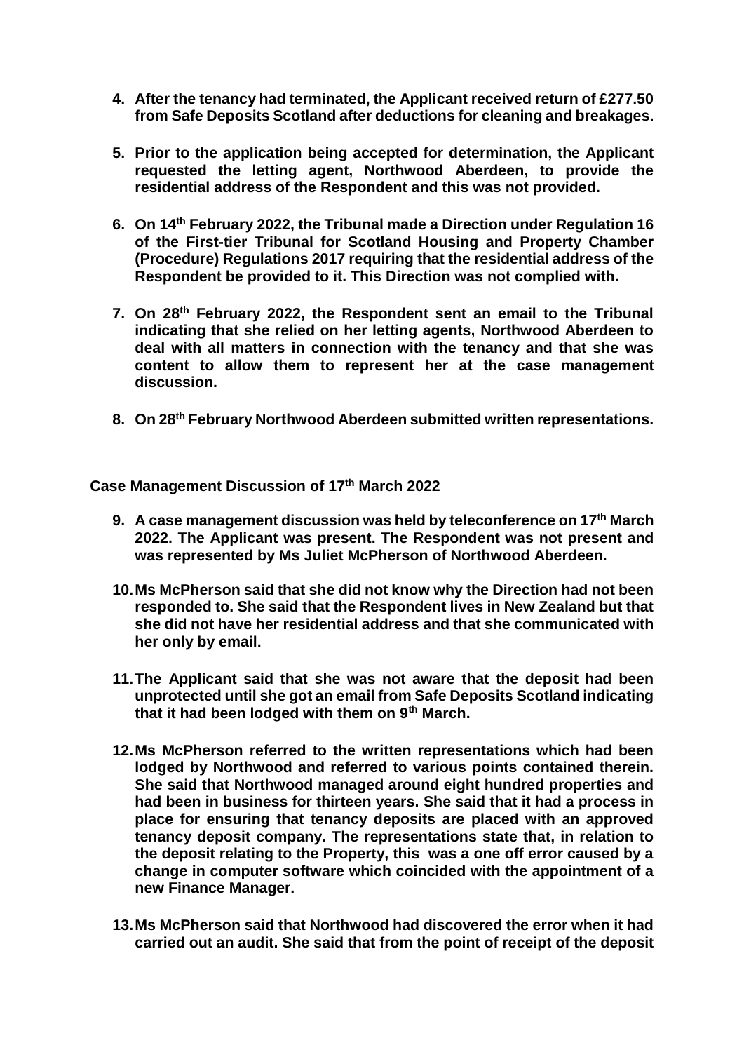4. **After the tenancy had terminated, the Applicant received return of £277.50 from Safe Deposits Scotland after deductions for cleaning and breakages.**

5. **Prior to the application being accepted for determination, the Applicant requested the letting agent, Northwood Aberdeen, to provide the residential address of the Respondent and this was not provided.**

6. **On 14th February 2022, the Tribunal made a Direction under Regulation 16 of the First-tier Tribunal for Scotland Housing and Property Chamber (Procedure) Regulations 2017 requiring that the residential address of the Respondent be provided to it. This Direction was not complied with.**

7. **On 28th February 2022, the Respondent sent an email to the Tribunal indicating that she relied on her letting agents, Northwood Aberdeen to deal with all matters in connection with the tenancy and that she was content to allow them to represent her at the case management discussion.**

8. **On 28th February Northwood Aberdeen submitted written representations.**

**Case Management Discussion of 17th March 2022**

9. **A case management discussion was held by teleconference on 17th March 2022. The Applicant was present. The Respondent was not present and was represented by Ms Juliet McPherson of Northwood Aberdeen.**

10. **Ms McPherson said that she did not know why the Direction had not been responded to. She said that the Respondent lives in New Zealand but that she did not have her residential address and that she communicated with her only by email.**

11. **The Applicant said that she was not aware that the deposit had been unprotected until she got an email from Safe Deposits Scotland indicating that it had been lodged with them on 9th March.**

12. **Ms McPherson referred to the written representations which had been lodged by Northwood and referred to various points contained therein. She said that Northwood managed around eight hundred properties and had been in business for thirteen years. She said that it had a process in place for ensuring that tenancy deposits are placed with an approved tenancy deposit company. The representations state that, in relation to the deposit relating to the Property, this was a one off error caused by a change in computer software which coincided with the appointment of a new Finance Manager.**

13. **Ms McPherson said that Northwood had discovered the error when it had carried out an audit. She said that from the point of receipt of the deposit**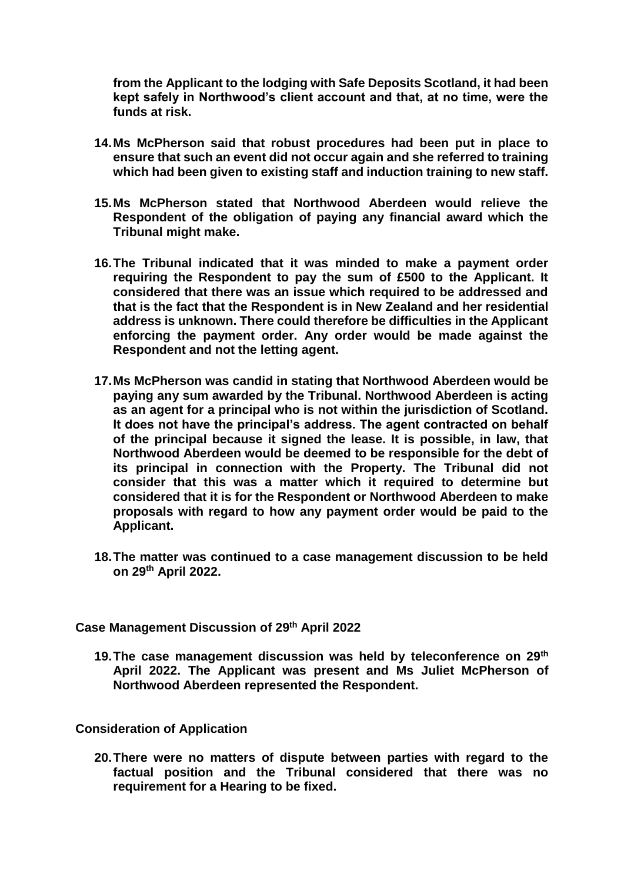**from the Applicant to the lodging with Safe Deposits Scotland, it had been kept safely in Northwood's client account and that, at no time, were the funds at risk.**

14. **Ms McPherson said that robust procedures had been put in place to ensure that such an event did not occur again and she referred to training which had been given to existing staff and induction training to new staff.**

15. **Ms McPherson stated that Northwood Aberdeen would relieve the Respondent of the obligation of paying any financial award which the Tribunal might make.**

16. **The Tribunal indicated that it was minded to make a payment order requiring the Respondent to pay the sum of £500 to the Applicant. It considered that there was an issue which required to be addressed and that is the fact that the Respondent is in New Zealand and her residential address is unknown. There could therefore be difficulties in the Applicant enforcing the payment order. Any order would be made against the Respondent and not the letting agent.**

17. **Ms McPherson was candid in stating that Northwood Aberdeen would be paying any sum awarded by the Tribunal. Northwood Aberdeen is acting as an agent for a principal who is not within the jurisdiction of Scotland. It does not have the principal's address. The agent contracted on behalf of the principal because it signed the lease. It is possible, in law, that Northwood Aberdeen would be deemed to be responsible for the debt of its principal in connection with the Property. The Tribunal did not consider that this was a matter which it required to determine but considered that it is for the Respondent or Northwood Aberdeen to make proposals with regard to how any payment order would be paid to the Applicant.**

18. **The matter was continued to a case management discussion to be held on 29th April 2022.**

## Case Management Discussion of 29th April 2022

19. **The case management discussion was held by teleconference on 29th April 2022. The Applicant was present and Ms Juliet McPherson of Northwood Aberdeen represented the Respondent.**

## Consideration of Application

20. **There were no matters of dispute between parties with regard to the factual position and the Tribunal considered that there was no requirement for a Hearing to be fixed.**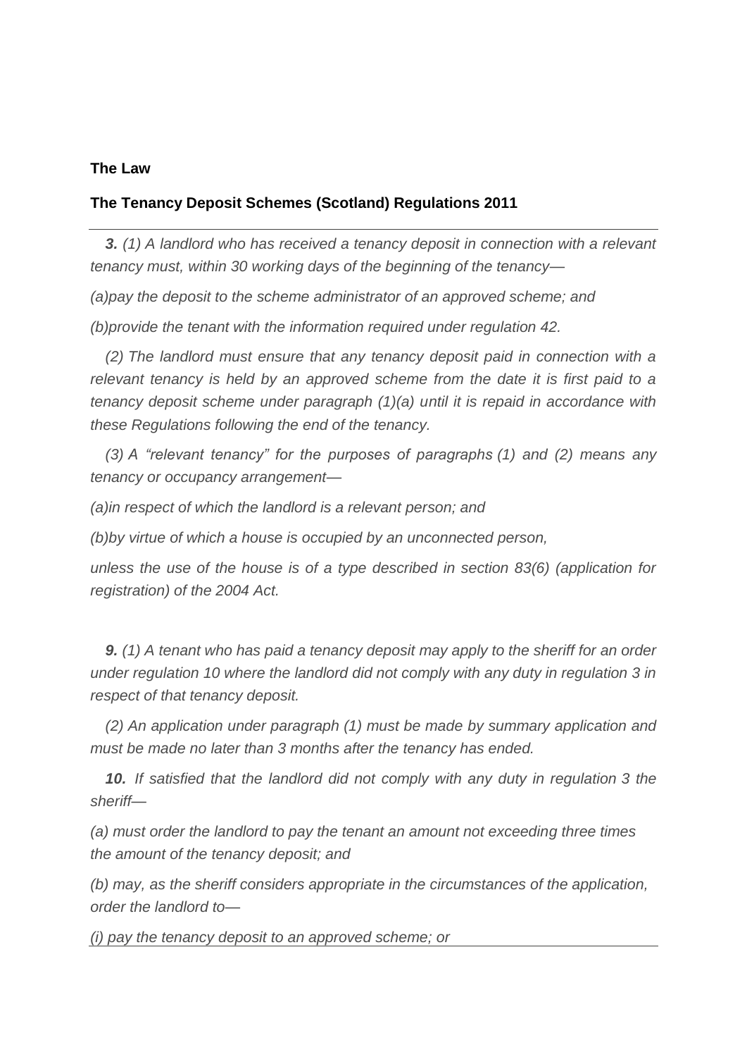**The Law**

**The Tenancy Deposit Schemes (Scotland) Regulations 2011**

---

***3.*** *(1) A landlord who has received a tenancy deposit in connection with a relevant tenancy must, within 30 working days of the beginning of the tenancy—*

*(a)pay the deposit to the scheme administrator of an approved scheme; and*

*(b)provide the tenant with the information required under regulation 42.*

*(2) The landlord must ensure that any tenancy deposit paid in connection with a relevant tenancy is held by an approved scheme from the date it is first paid to a tenancy deposit scheme under paragraph (1)(a) until it is repaid in accordance with these Regulations following the end of the tenancy.*

*(3) A "relevant tenancy" for the purposes of paragraphs (1) and (2) means any tenancy or occupancy arrangement—*

*(a)in respect of which the landlord is a relevant person; and*

*(b)by virtue of which a house is occupied by an unconnected person,*

*unless the use of the house is of a type described in section 83(6) (application for registration) of the 2004 Act.*

***9.*** *(1) A tenant who has paid a tenancy deposit may apply to the sheriff for an order under regulation 10 where the landlord did not comply with any duty in regulation 3 in respect of that tenancy deposit.*

*(2) An application under paragraph (1) must be made by summary application and must be made no later than 3 months after the tenancy has ended.*

***10.*** *If satisfied that the landlord did not comply with any duty in regulation 3 the sheriff—*

*(a) must order the landlord to pay the tenant an amount not exceeding three times the amount of the tenancy deposit; and*

*(b) may, as the sheriff considers appropriate in the circumstances of the application, order the landlord to—*

*(i) pay the tenancy deposit to an approved scheme; or*

---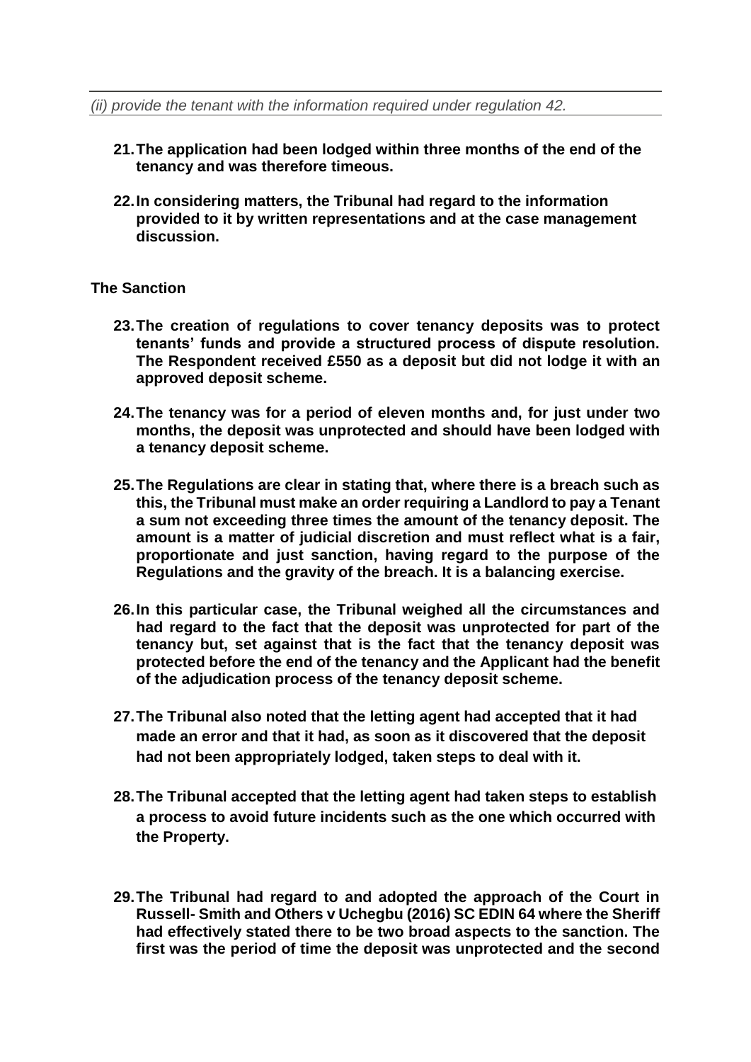*(ii) provide the tenant with the information required under regulation 42.*

21. **The application had been lodged within three months of the end of the tenancy and was therefore timeous.**

22. **In considering matters, the Tribunal had regard to the information provided to it by written representations and at the case management discussion.**

## The Sanction

23. **The creation of regulations to cover tenancy deposits was to protect tenants' funds and provide a structured process of dispute resolution. The Respondent received £550 as a deposit but did not lodge it with an approved deposit scheme.**

24. **The tenancy was for a period of eleven months and, for just under two months, the deposit was unprotected and should have been lodged with a tenancy deposit scheme.**

25. **The Regulations are clear in stating that, where there is a breach such as this, the Tribunal must make an order requiring a Landlord to pay a Tenant a sum not exceeding three times the amount of the tenancy deposit. The amount is a matter of judicial discretion and must reflect what is a fair, proportionate and just sanction, having regard to the purpose of the Regulations and the gravity of the breach. It is a balancing exercise.**

26. **In this particular case, the Tribunal weighed all the circumstances and had regard to the fact that the deposit was unprotected for part of the tenancy but, set against that is the fact that the tenancy deposit was protected before the end of the tenancy and the Applicant had the benefit of the adjudication process of the tenancy deposit scheme.**

27. **The Tribunal also noted that the letting agent had accepted that it had made an error and that it had, as soon as it discovered that the deposit had not been appropriately lodged, taken steps to deal with it.**

28. **The Tribunal accepted that the letting agent had taken steps to establish a process to avoid future incidents such as the one which occurred with the Property.**

29. **The Tribunal had regard to and adopted the approach of the Court in Russell- Smith and Others v Uchegbu (2016) SC EDIN 64 where the Sheriff had effectively stated there to be two broad aspects to the sanction. The first was the period of time the deposit was unprotected and the second**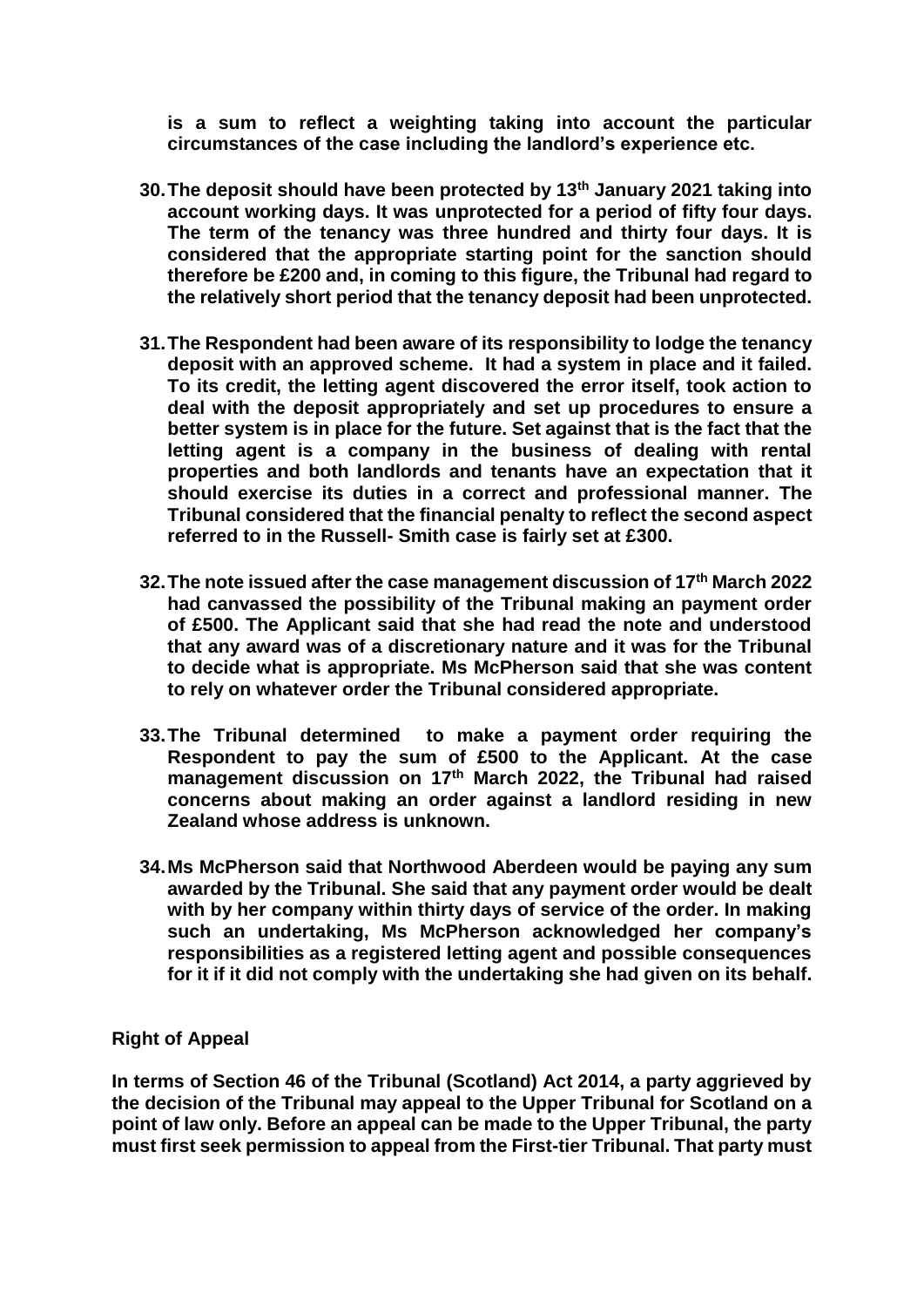**is a sum to reflect a weighting taking into account the particular circumstances of the case including the landlord's experience etc.**

30. **The deposit should have been protected by 13th January 2021 taking into account working days. It was unprotected for a period of fifty four days. The term of the tenancy was three hundred and thirty four days. It is considered that the appropriate starting point for the sanction should therefore be £200 and, in coming to this figure, the Tribunal had regard to the relatively short period that the tenancy deposit had been unprotected.**

31. **The Respondent had been aware of its responsibility to lodge the tenancy deposit with an approved scheme. It had a system in place and it failed. To its credit, the letting agent discovered the error itself, took action to deal with the deposit appropriately and set up procedures to ensure a better system is in place for the future. Set against that is the fact that the letting agent is a company in the business of dealing with rental properties and both landlords and tenants have an expectation that it should exercise its duties in a correct and professional manner. The Tribunal considered that the financial penalty to reflect the second aspect referred to in the Russell- Smith case is fairly set at £300.**

32. **The note issued after the case management discussion of 17th March 2022 had canvassed the possibility of the Tribunal making an payment order of £500. The Applicant said that she had read the note and understood that any award was of a discretionary nature and it was for the Tribunal to decide what is appropriate. Ms McPherson said that she was content to rely on whatever order the Tribunal considered appropriate.**

33. **The Tribunal determined to make a payment order requiring the Respondent to pay the sum of £500 to the Applicant. At the case management discussion on 17th March 2022, the Tribunal had raised concerns about making an order against a landlord residing in new Zealand whose address is unknown.**

34. **Ms McPherson said that Northwood Aberdeen would be paying any sum awarded by the Tribunal. She said that any payment order would be dealt with by her company within thirty days of service of the order. In making such an undertaking, Ms McPherson acknowledged her company's responsibilities as a registered letting agent and possible consequences for it if it did not comply with the undertaking she had given on its behalf.**

**Right of Appeal**

**In terms of Section 46 of the Tribunal (Scotland) Act 2014, a party aggrieved by the decision of the Tribunal may appeal to the Upper Tribunal for Scotland on a point of law only. Before an appeal can be made to the Upper Tribunal, the party must first seek permission to appeal from the First-tier Tribunal. That party must**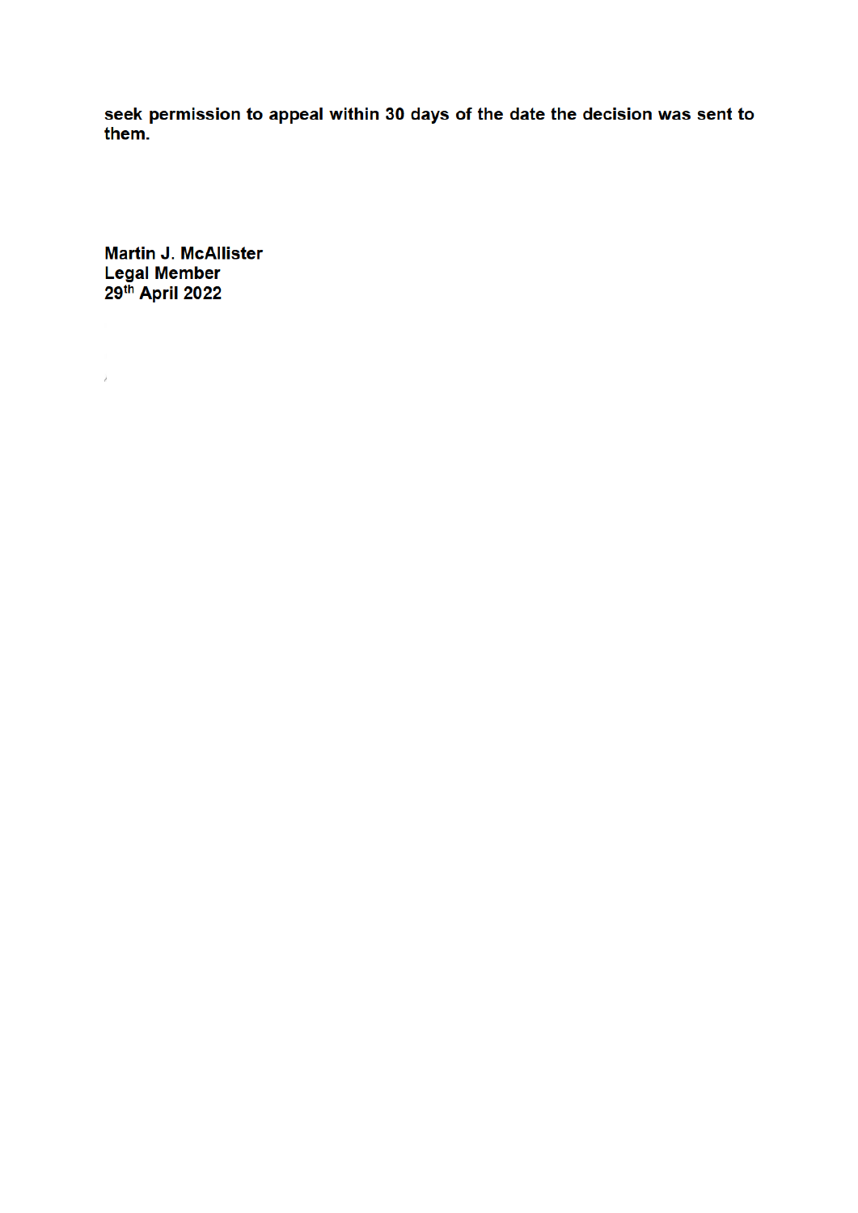**seek permission to appeal within 30 days of the date the decision was sent to them.**

**Martin J. McAllister**
**Legal Member**
**29th April 2022**